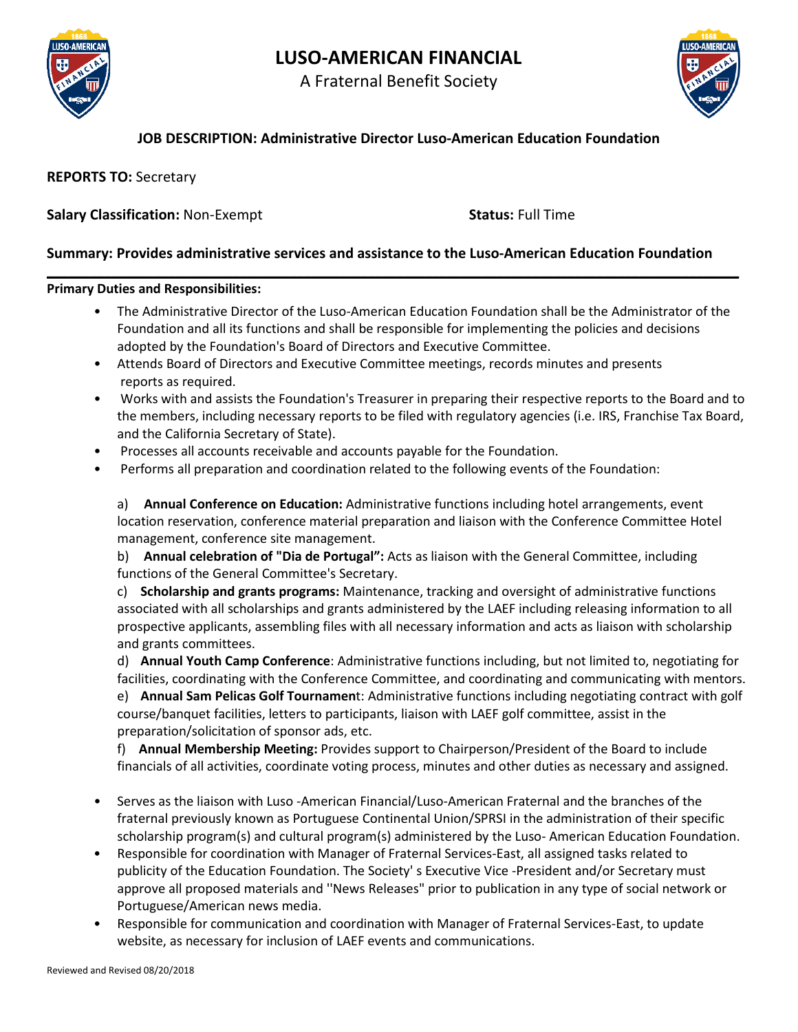# LUSO-AMERICAN FINANCIAL

A Fraternal Benefit Society

**JOB DESCRIPTION: Administrative Director Luso-American Education Foundation**

**REPORTS TO:** Secretary

**Salary Classification:** Non-Exempt **Status:** Full Time

**Summary: Provides administrative services and assistance to the Luso-American Education Foundation**

---

**Primary Duties and Responsibilities:**

- The Administrative Director of the Luso-American Education Foundation shall be the Administrator of the Foundation and all its functions and shall be responsible for implementing the policies and decisions adopted by the Foundation's Board of Directors and Executive Committee.
- Attends Board of Directors and Executive Committee meetings, records minutes and presents reports as required.
- Works with and assists the Foundation's Treasurer in preparing their respective reports to the Board and to the members, including necessary reports to be filed with regulatory agencies (i.e. IRS, Franchise Tax Board, and the California Secretary of State).
- Processes all accounts receivable and accounts payable for the Foundation.
- Performs all preparation and coordination related to the following events of the Foundation:

  a) **Annual Conference on Education:** Administrative functions including hotel arrangements, event location reservation, conference material preparation and liaison with the Conference Committee Hotel management, conference site management.
  b) **Annual celebration of "Dia de Portugal":** Acts as liaison with the General Committee, including functions of the General Committee's Secretary.
  c) **Scholarship and grants programs:** Maintenance, tracking and oversight of administrative functions associated with all scholarships and grants administered by the LAEF including releasing information to all prospective applicants, assembling files with all necessary information and acts as liaison with scholarship and grants committees.
  d) **Annual Youth Camp Conference**: Administrative functions including, but not limited to, negotiating for facilities, coordinating with the Conference Committee, and coordinating and communicating with mentors.
  e) **Annual Sam Pelicas Golf Tournamen**t: Administrative functions including negotiating contract with golf course/banquet facilities, letters to participants, liaison with LAEF golf committee, assist in the preparation/solicitation of sponsor ads, etc.
  f) **Annual Membership Meeting:** Provides support to Chairperson/President of the Board to include financials of all activities, coordinate voting process, minutes and other duties as necessary and assigned.

- Serves as the liaison with Luso -American Financial/Luso-American Fraternal and the branches of the fraternal previously known as Portuguese Continental Union/SPRSI in the administration of their specific scholarship program(s) and cultural program(s) administered by the Luso- American Education Foundation.
- Responsible for coordination with Manager of Fraternal Services-East, all assigned tasks related to publicity of the Education Foundation. The Society' s Executive Vice -President and/or Secretary must approve all proposed materials and ''News Releases" prior to publication in any type of social network or Portuguese/American news media.
- Responsible for communication and coordination with Manager of Fraternal Services-East, to update website, as necessary for inclusion of LAEF events and communications.

Reviewed and Revised 08/20/2018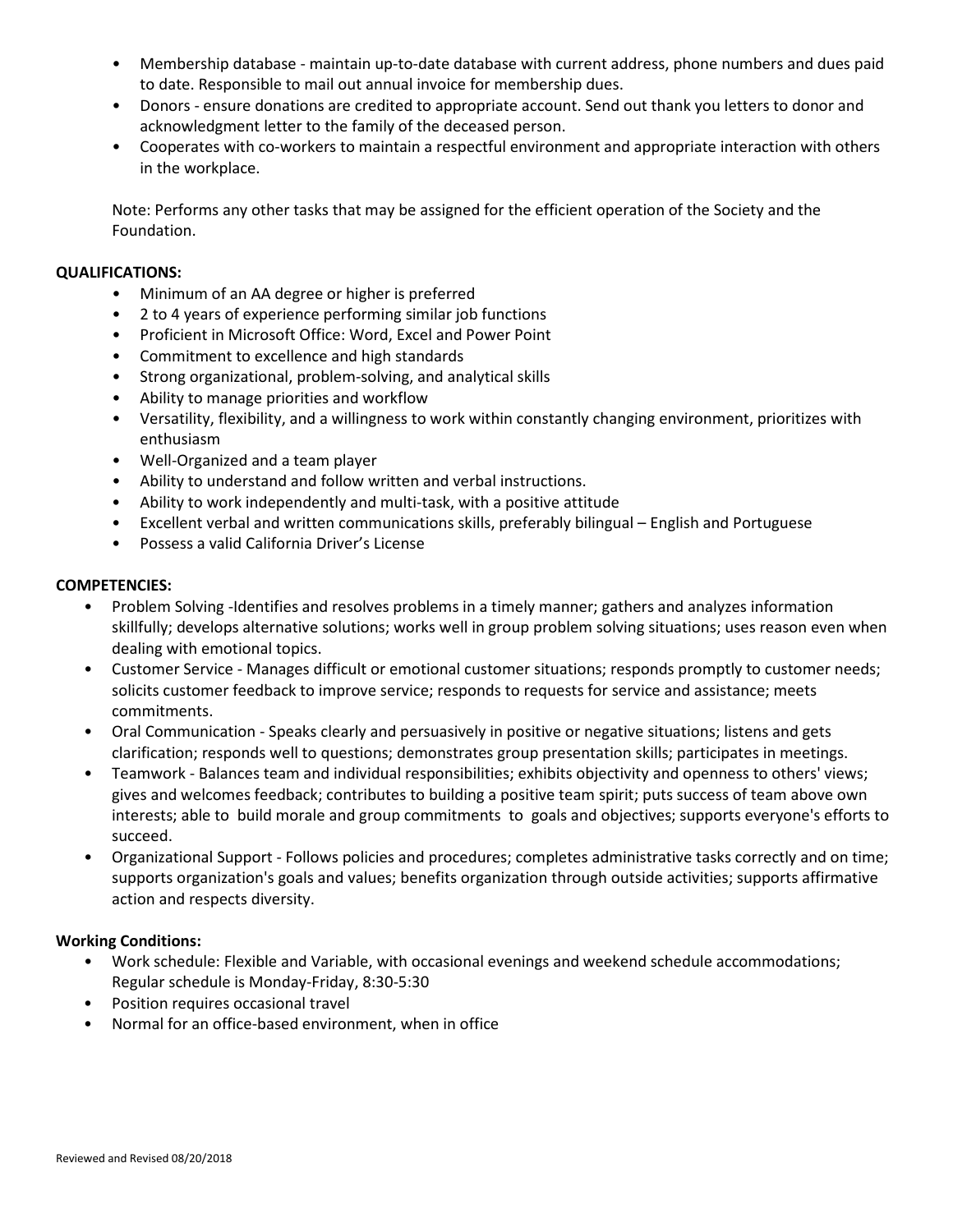- Membership database - maintain up-to-date database with current address, phone numbers and dues paid to date. Responsible to mail out annual invoice for membership dues.
- Donors - ensure donations are credited to appropriate account. Send out thank you letters to donor and acknowledgment letter to the family of the deceased person.
- Cooperates with co-workers to maintain a respectful environment and appropriate interaction with others in the workplace.

Note: Performs any other tasks that may be assigned for the efficient operation of the Society and the Foundation.

**QUALIFICATIONS:**

- Minimum of an AA degree or higher is preferred
- 2 to 4 years of experience performing similar job functions
- Proficient in Microsoft Office: Word, Excel and Power Point
- Commitment to excellence and high standards
- Strong organizational, problem-solving, and analytical skills
- Ability to manage priorities and workflow
- Versatility, flexibility, and a willingness to work within constantly changing environment, prioritizes with enthusiasm
- Well-Organized and a team player
- Ability to understand and follow written and verbal instructions.
- Ability to work independently and multi-task, with a positive attitude
- Excellent verbal and written communications skills, preferably bilingual – English and Portuguese
- Possess a valid California Driver's License

**COMPETENCIES:**

- Problem Solving -Identifies and resolves problems in a timely manner; gathers and analyzes information skillfully; develops alternative solutions; works well in group problem solving situations; uses reason even when dealing with emotional topics.
- Customer Service - Manages difficult or emotional customer situations; responds promptly to customer needs; solicits customer feedback to improve service; responds to requests for service and assistance; meets commitments.
- Oral Communication - Speaks clearly and persuasively in positive or negative situations; listens and gets clarification; responds well to questions; demonstrates group presentation skills; participates in meetings.
- Teamwork - Balances team and individual responsibilities; exhibits objectivity and openness to others' views; gives and welcomes feedback; contributes to building a positive team spirit; puts success of team above own interests; able to build morale and group commitments to goals and objectives; supports everyone's efforts to succeed.
- Organizational Support - Follows policies and procedures; completes administrative tasks correctly and on time; supports organization's goals and values; benefits organization through outside activities; supports affirmative action and respects diversity.

**Working Conditions:**

- Work schedule: Flexible and Variable, with occasional evenings and weekend schedule accommodations; Regular schedule is Monday-Friday, 8:30-5:30
- Position requires occasional travel
- Normal for an office-based environment, when in office

Reviewed and Revised 08/20/2018